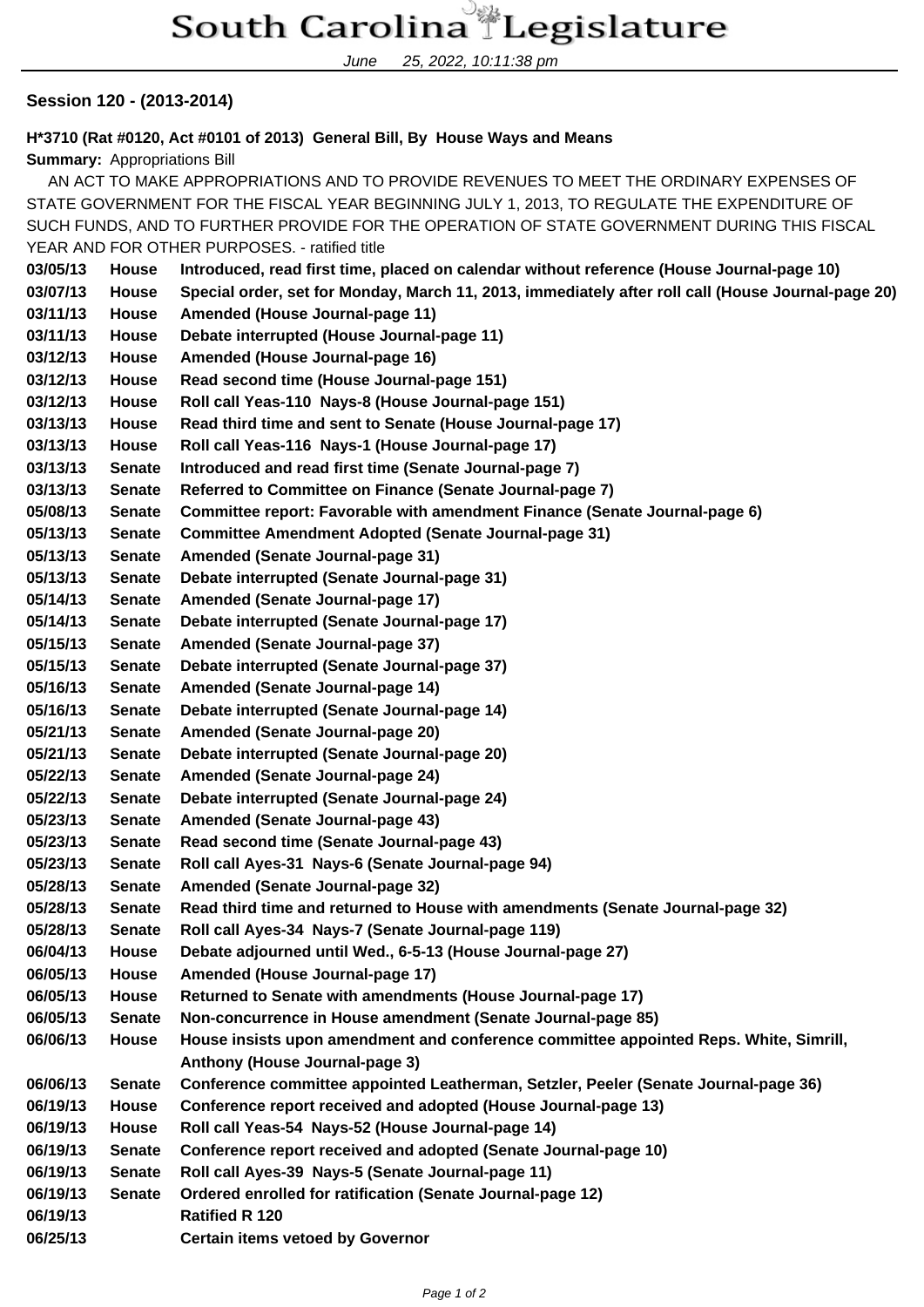# South Carolina Legislature

June 25, 2022, 10:11:38 pm

**Session 120 - (2013-2014)**

**H*3710 (Rat #0120, Act #0101 of 2013) General Bill, By House Ways and Means**

**Summary:** Appropriations Bill

AN ACT TO MAKE APPROPRIATIONS AND TO PROVIDE REVENUES TO MEET THE ORDINARY EXPENSES OF STATE GOVERNMENT FOR THE FISCAL YEAR BEGINNING JULY 1, 2013, TO REGULATE THE EXPENDITURE OF SUCH FUNDS, AND TO FURTHER PROVIDE FOR THE OPERATION OF STATE GOVERNMENT DURING THIS FISCAL YEAR AND FOR OTHER PURPOSES. - ratified title

| | | |
|---|---|---|
| **03/05/13** | **House** | **Introduced, read first time, placed on calendar without reference (House Journal-page 10)** |
| **03/07/13** | **House** | **Special order, set for Monday, March 11, 2013, immediately after roll call (House Journal-page 20)** |
| **03/11/13** | **House** | **Amended (House Journal-page 11)** |
| **03/11/13** | **House** | **Debate interrupted (House Journal-page 11)** |
| **03/12/13** | **House** | **Amended (House Journal-page 16)** |
| **03/12/13** | **House** | **Read second time (House Journal-page 151)** |
| **03/12/13** | **House** | **Roll call Yeas-110 Nays-8 (House Journal-page 151)** |
| **03/13/13** | **House** | **Read third time and sent to Senate (House Journal-page 17)** |
| **03/13/13** | **House** | **Roll call Yeas-116 Nays-1 (House Journal-page 17)** |
| **03/13/13** | **Senate** | **Introduced and read first time (Senate Journal-page 7)** |
| **03/13/13** | **Senate** | **Referred to Committee on Finance (Senate Journal-page 7)** |
| **05/08/13** | **Senate** | **Committee report: Favorable with amendment Finance (Senate Journal-page 6)** |
| **05/13/13** | **Senate** | **Committee Amendment Adopted (Senate Journal-page 31)** |
| **05/13/13** | **Senate** | **Amended (Senate Journal-page 31)** |
| **05/13/13** | **Senate** | **Debate interrupted (Senate Journal-page 31)** |
| **05/14/13** | **Senate** | **Amended (Senate Journal-page 17)** |
| **05/14/13** | **Senate** | **Debate interrupted (Senate Journal-page 17)** |
| **05/15/13** | **Senate** | **Amended (Senate Journal-page 37)** |
| **05/15/13** | **Senate** | **Debate interrupted (Senate Journal-page 37)** |
| **05/16/13** | **Senate** | **Amended (Senate Journal-page 14)** |
| **05/16/13** | **Senate** | **Debate interrupted (Senate Journal-page 14)** |
| **05/21/13** | **Senate** | **Amended (Senate Journal-page 20)** |
| **05/21/13** | **Senate** | **Debate interrupted (Senate Journal-page 20)** |
| **05/22/13** | **Senate** | **Amended (Senate Journal-page 24)** |
| **05/22/13** | **Senate** | **Debate interrupted (Senate Journal-page 24)** |
| **05/23/13** | **Senate** | **Amended (Senate Journal-page 43)** |
| **05/23/13** | **Senate** | **Read second time (Senate Journal-page 43)** |
| **05/23/13** | **Senate** | **Roll call Ayes-31 Nays-6 (Senate Journal-page 94)** |
| **05/28/13** | **Senate** | **Amended (Senate Journal-page 32)** |
| **05/28/13** | **Senate** | **Read third time and returned to House with amendments (Senate Journal-page 32)** |
| **05/28/13** | **Senate** | **Roll call Ayes-34 Nays-7 (Senate Journal-page 119)** |
| **06/04/13** | **House** | **Debate adjourned until Wed., 6-5-13 (House Journal-page 27)** |
| **06/05/13** | **House** | **Amended (House Journal-page 17)** |
| **06/05/13** | **House** | **Returned to Senate with amendments (House Journal-page 17)** |
| **06/05/13** | **Senate** | **Non-concurrence in House amendment (Senate Journal-page 85)** |
| **06/06/13** | **House** | **House insists upon amendment and conference committee appointed Reps. White, Simrill, Anthony (House Journal-page 3)** |
| **06/06/13** | **Senate** | **Conference committee appointed Leatherman, Setzler, Peeler (Senate Journal-page 36)** |
| **06/19/13** | **House** | **Conference report received and adopted (House Journal-page 13)** |
| **06/19/13** | **House** | **Roll call Yeas-54 Nays-52 (House Journal-page 14)** |
| **06/19/13** | **Senate** | **Conference report received and adopted (Senate Journal-page 10)** |
| **06/19/13** | **Senate** | **Roll call Ayes-39 Nays-5 (Senate Journal-page 11)** |
| **06/19/13** | **Senate** | **Ordered enrolled for ratification (Senate Journal-page 12)** |
| **06/19/13** | | **Ratified R 120** |
| **06/25/13** | | **Certain items vetoed by Governor** |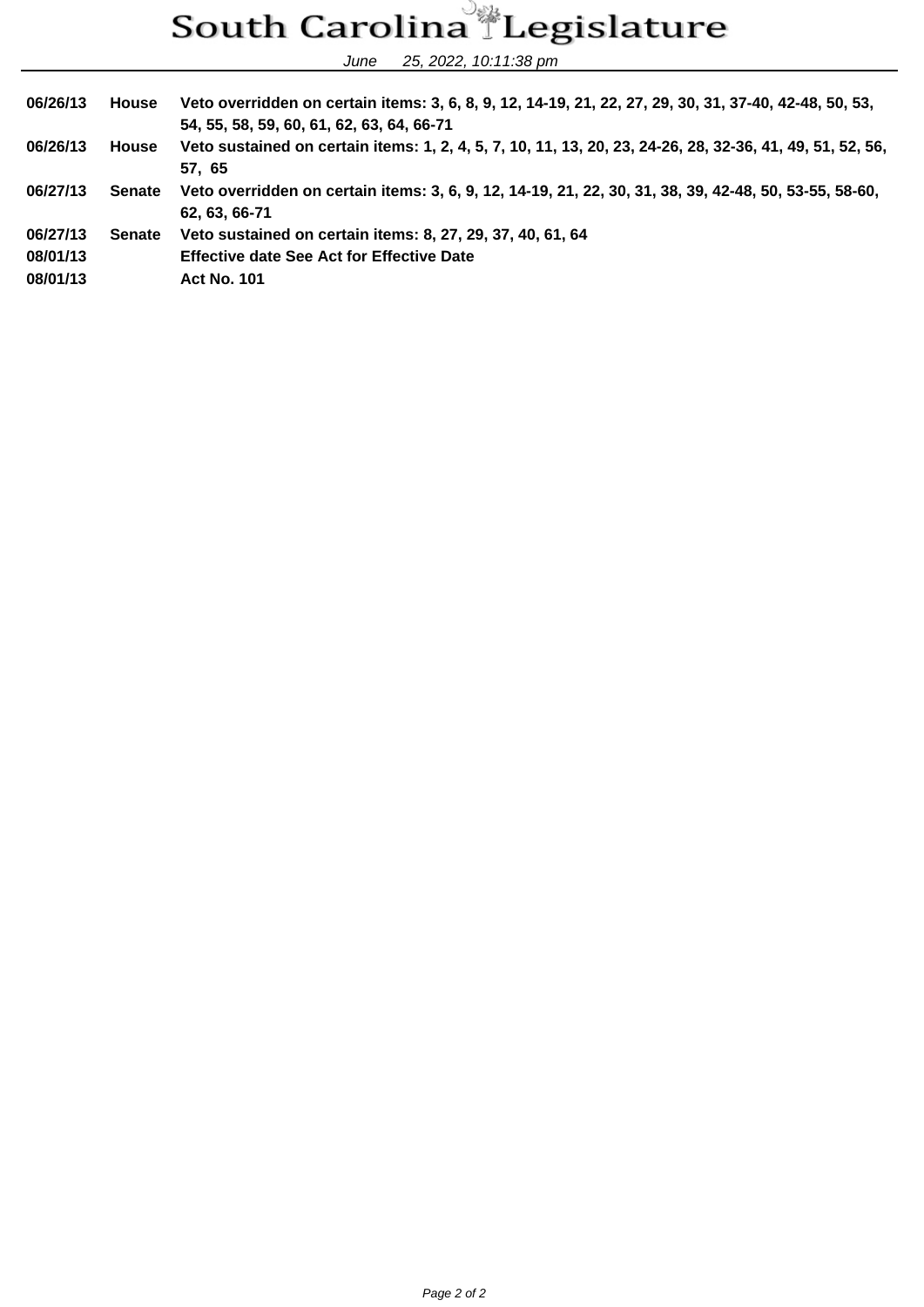| | | |
|---|---|---|
| **06/26/13** | **House** | **Veto overridden on certain items: 3, 6, 8, 9, 12, 14-19, 21, 22, 27, 29, 30, 31, 37-40, 42-48, 50, 53, 54, 55, 58, 59, 60, 61, 62, 63, 64, 66-71** |
| **06/26/13** | **House** | **Veto sustained on certain items: 1, 2, 4, 5, 7, 10, 11, 13, 20, 23, 24-26, 28, 32-36, 41, 49, 51, 52, 56, 57, 65** |
| **06/27/13** | **Senate** | **Veto overridden on certain items: 3, 6, 9, 12, 14-19, 21, 22, 30, 31, 38, 39, 42-48, 50, 53-55, 58-60, 62, 63, 66-71** |
| **06/27/13** | **Senate** | **Veto sustained on certain items: 8, 27, 29, 37, 40, 61, 64** |
| **08/01/13** | | **Effective date See Act for Effective Date** |
| **08/01/13** | | **Act No. 101** |